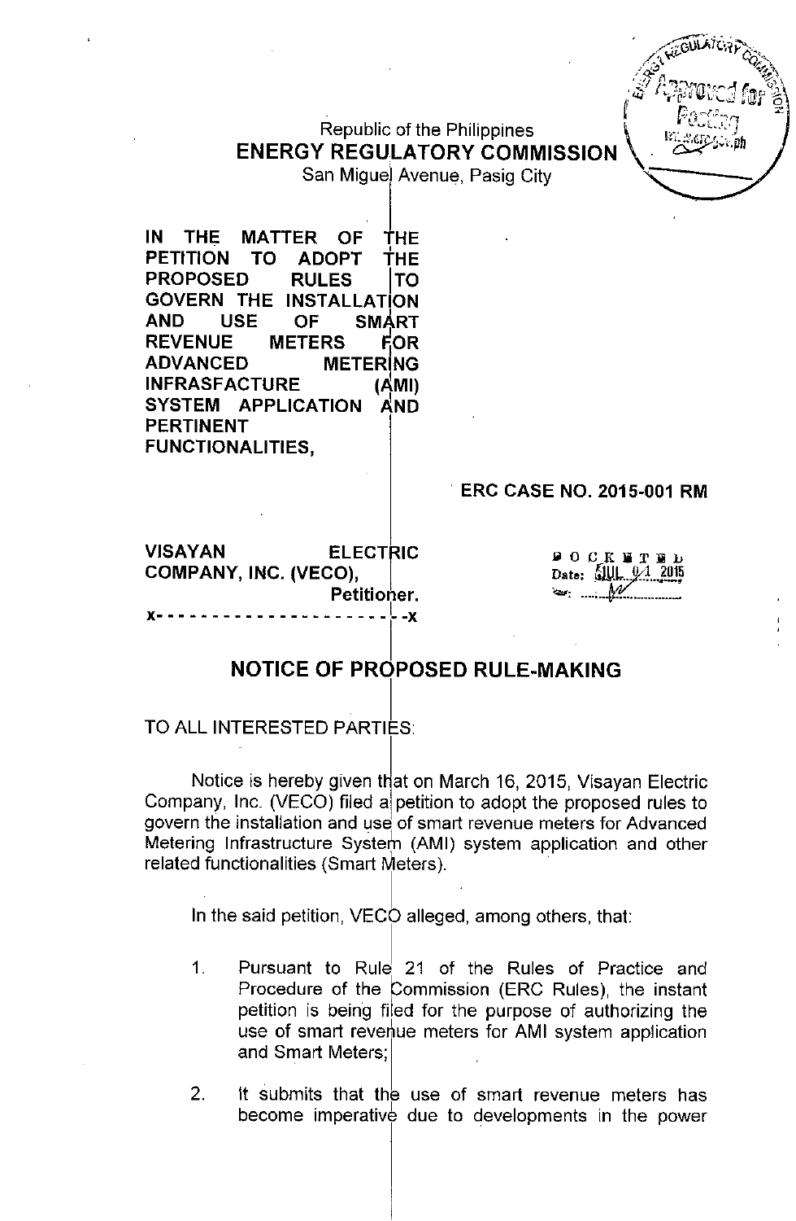Republic of the Philippines
**ENERGY REGULATORY COMMISSION**
San Miguel Avenue, Pasig City

**IN THE MATTER OF THE PETITION TO ADOPT THE PROPOSED RULES TO GOVERN THE INSTALLATION AND USE OF SMART REVENUE METERS FOR ADVANCED METERING INFRASFACTURE (AMI) SYSTEM APPLICATION AND PERTINENT FUNCTIONALITIES,**

**ERC CASE NO. 2015-001 RM**

**VISAYAN ELECTRIC COMPANY, INC. (VECO),**
**Petitioner.**
x- - - - - - - - - - - - - - - - - - - - - -x

DOCKETED
Date: JUL 04 2015

## NOTICE OF PROPOSED RULE-MAKING

TO ALL INTERESTED PARTIES:

Notice is hereby given that on March 16, 2015, Visayan Electric Company, Inc. (VECO) filed a petition to adopt the proposed rules to govern the installation and use of smart revenue meters for Advanced Metering Infrastructure System (AMI) system application and other related functionalities (Smart Meters).

In the said petition, VECO alleged, among others, that:

1. Pursuant to Rule 21 of the Rules of Practice and Procedure of the Commission (ERC Rules), the instant petition is being filed for the purpose of authorizing the use of smart revenue meters for AMI system application and Smart Meters;

2. It submits that the use of smart revenue meters has become imperative due to developments in the power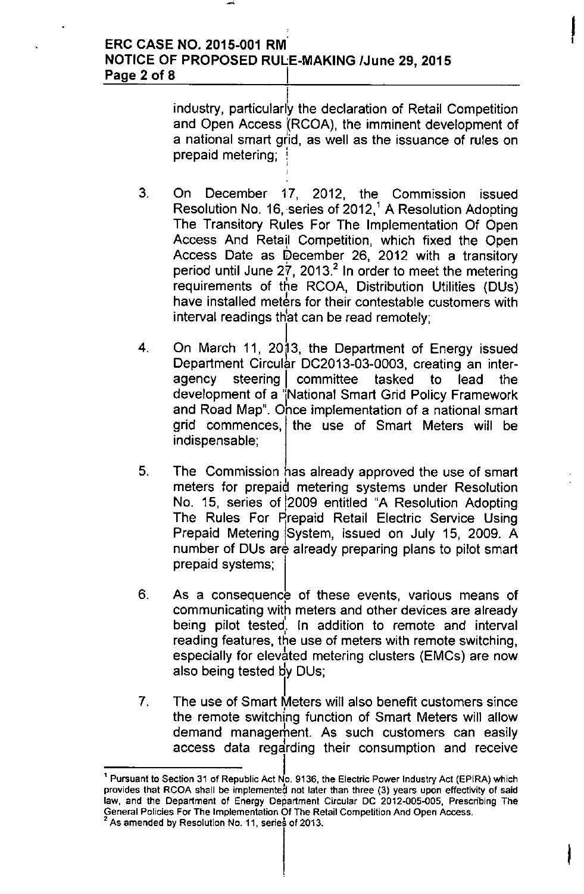industry, particularly the declaration of Retail Competition and Open Access (RCOA), the imminent development of a national smart grid, as well as the issuance of rules on prepaid metering;

3. On December 17, 2012, the Commission issued Resolution No. 16, series of 2012,[1] A Resolution Adopting The Transitory Rules For The Implementation Of Open Access And Retail Competition, which fixed the Open Access Date as December 26, 2012 with a transitory period until June 27, 2013.[2] In order to meet the metering requirements of the RCOA, Distribution Utilities (DUs) have installed meters for their contestable customers with interval readings that can be read remotely;

4. On March 11, 2013, the Department of Energy issued Department Circular DC2013-03-0003, creating an inter-agency steering committee tasked to lead the development of a "National Smart Grid Policy Framework and Road Map". Once implementation of a national smart grid commences, the use of Smart Meters will be indispensable;

5. The Commission has already approved the use of smart meters for prepaid metering systems under Resolution No. 15, series of 2009 entitled "A Resolution Adopting The Rules For Prepaid Retail Electric Service Using Prepaid Metering System, issued on July 15, 2009. A number of DUs are already preparing plans to pilot smart prepaid systems;

6. As a consequence of these events, various means of communicating with meters and other devices are already being pilot tested. In addition to remote and interval reading features, the use of meters with remote switching, especially for elevated metering clusters (EMCs) are now also being tested by DUs;

7. The use of Smart Meters will also benefit customers since the remote switching function of Smart Meters will allow demand management. As such customers can easily access data regarding their consumption and receive

---

[1] Pursuant to Section 31 of Republic Act No. 9136, the Electric Power Industry Act (EPIRA) which provides that RCOA shall be implemented not later than three (3) years upon effectivity of said law, and the Department of Energy Department Circular DC 2012-005-005, Prescribing The General Policies For The Implementation Of The Retail Competition And Open Access.

[2] As amended by Resolution No. 11, series of 2013.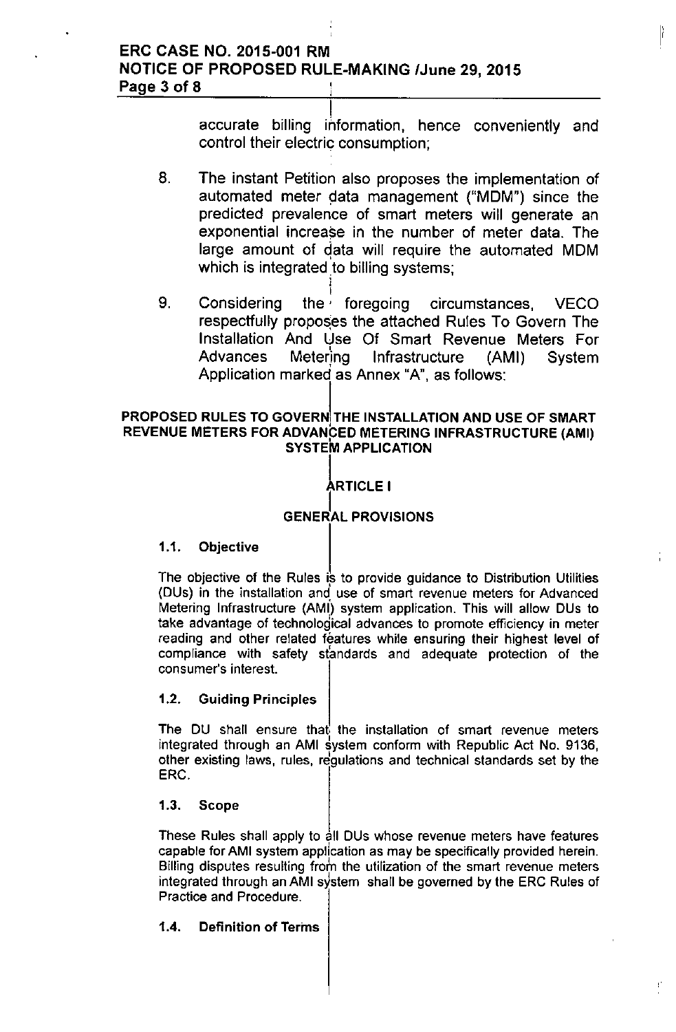accurate billing information, hence conveniently and control their electric consumption;

8. The instant Petition also proposes the implementation of automated meter data management ("MDM") since the predicted prevalence of smart meters will generate an exponential increase in the number of meter data. The large amount of data will require the automated MDM which is integrated to billing systems;

9. Considering the foregoing circumstances, VECO respectfully proposes the attached Rules To Govern The Installation And Use Of Smart Revenue Meters For Advances Metering Infrastructure (AMI) System Application marked as Annex "A", as follows:

## PROPOSED RULES TO GOVERN THE INSTALLATION AND USE OF SMART REVENUE METERS FOR ADVANCED METERING INFRASTRUCTURE (AMI) SYSTEM APPLICATION

### ARTICLE I

### GENERAL PROVISIONS

**1.1. Objective**

The objective of the Rules is to provide guidance to Distribution Utilities (DUs) in the installation and use of smart revenue meters for Advanced Metering Infrastructure (AMI) system application. This will allow DUs to take advantage of technological advances to promote efficiency in meter reading and other related features while ensuring their highest level of compliance with safety standards and adequate protection of the consumer's interest.

**1.2. Guiding Principles**

The DU shall ensure that the installation of smart revenue meters integrated through an AMI system conform with Republic Act No. 9136, other existing laws, rules, regulations and technical standards set by the ERC.

**1.3. Scope**

These Rules shall apply to all DUs whose revenue meters have features capable for AMI system application as may be specifically provided herein. Billing disputes resulting from the utilization of the smart revenue meters integrated through an AMI system shall be governed by the ERC Rules of Practice and Procedure.

**1.4. Definition of Terms**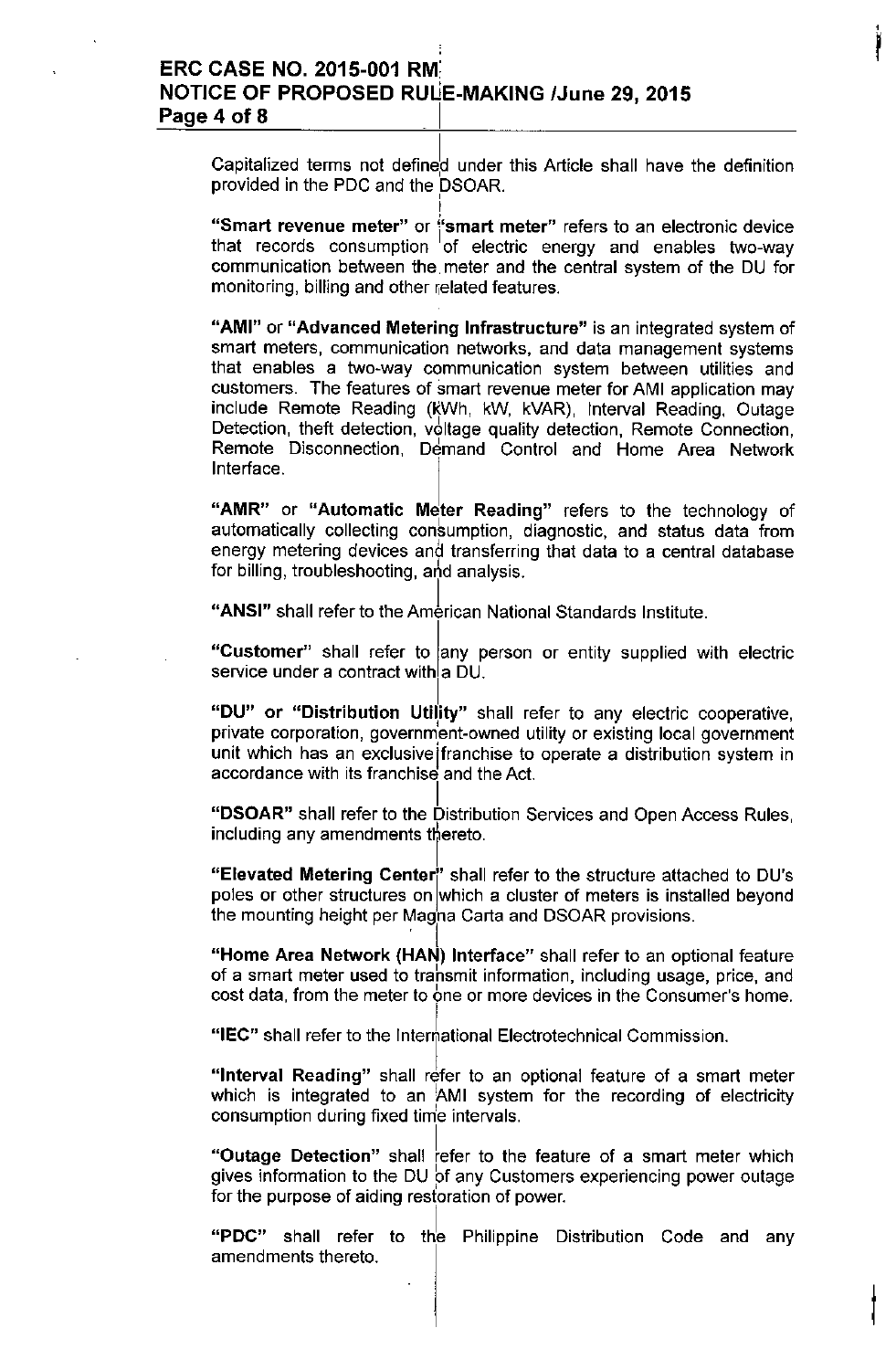Capitalized terms not defined under this Article shall have the definition provided in the PDC and the DSOAR.

**"Smart revenue meter"** or **"smart meter"** refers to an electronic device that records consumption of electric energy and enables two-way communication between the meter and the central system of the DU for monitoring, billing and other related features.

**"AMI"** or **"Advanced Metering Infrastructure"** is an integrated system of smart meters, communication networks, and data management systems that enables a two-way communication system between utilities and customers. The features of smart revenue meter for AMI application may include Remote Reading (kWh, kW, kVAR), Interval Reading, Outage Detection, theft detection, voltage quality detection, Remote Connection, Remote Disconnection, Demand Control and Home Area Network Interface.

**"AMR"** or **"Automatic Meter Reading"** refers to the technology of automatically collecting consumption, diagnostic, and status data from energy metering devices and transferring that data to a central database for billing, troubleshooting, and analysis.

**"ANSI"** shall refer to the American National Standards Institute.

**"Customer"** shall refer to any person or entity supplied with electric service under a contract with a DU.

**"DU" or "Distribution Utility"** shall refer to any electric cooperative, private corporation, government-owned utility or existing local government unit which has an exclusive franchise to operate a distribution system in accordance with its franchise and the Act.

**"DSOAR"** shall refer to the Distribution Services and Open Access Rules, including any amendments thereto.

**"Elevated Metering Center"** shall refer to the structure attached to DU's poles or other structures on which a cluster of meters is installed beyond the mounting height per Magna Carta and DSOAR provisions.

**"Home Area Network (HAN) Interface"** shall refer to an optional feature of a smart meter used to transmit information, including usage, price, and cost data, from the meter to one or more devices in the Consumer's home.

**"IEC"** shall refer to the International Electrotechnical Commission.

**"Interval Reading"** shall refer to an optional feature of a smart meter which is integrated to an AMI system for the recording of electricity consumption during fixed time intervals.

**"Outage Detection"** shall refer to the feature of a smart meter which gives information to the DU of any Customers experiencing power outage for the purpose of aiding restoration of power.

**"PDC"** shall refer to the Philippine Distribution Code and any amendments thereto.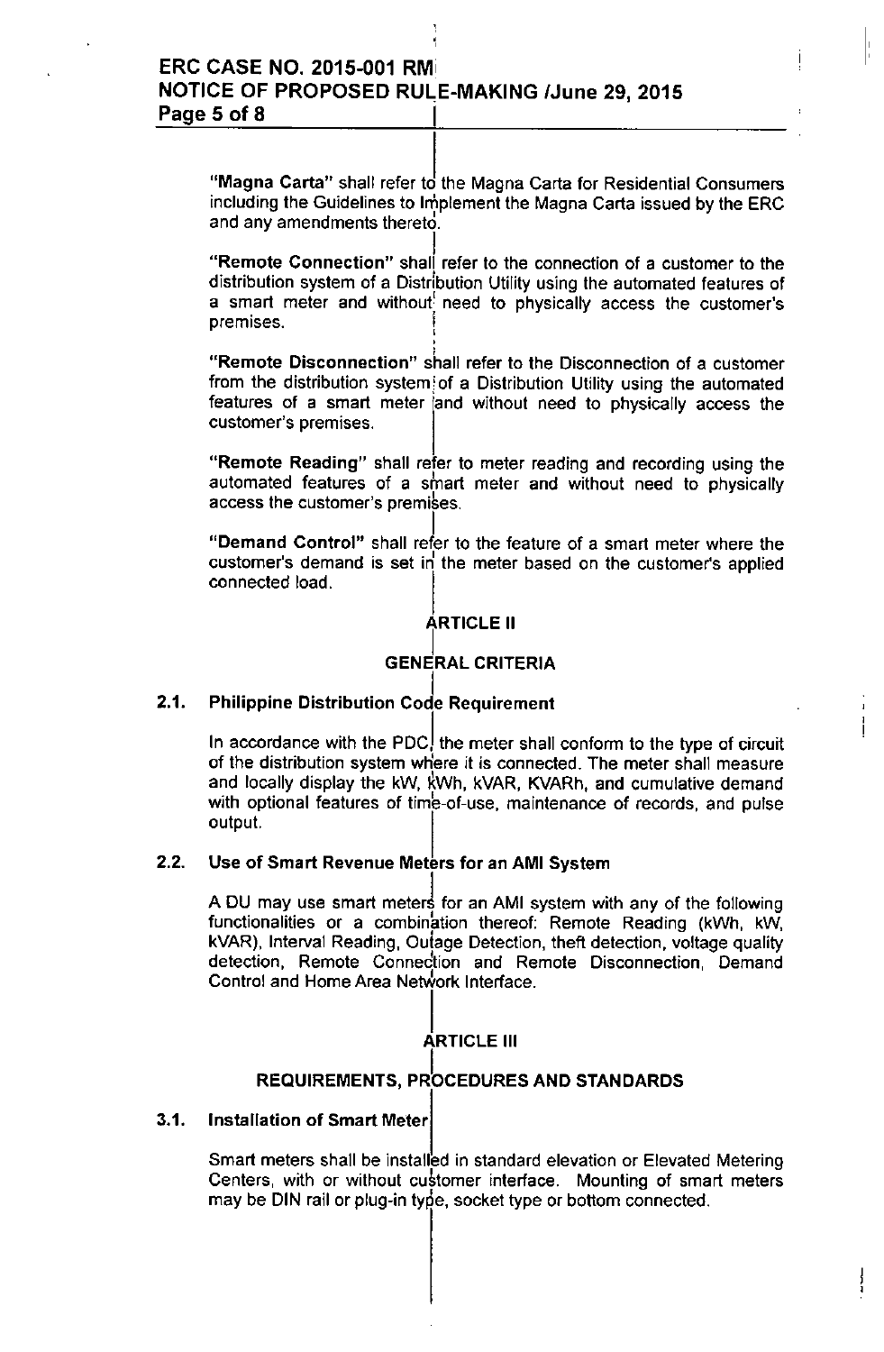"**Magna Carta**" shall refer to the Magna Carta for Residential Consumers including the Guidelines to Implement the Magna Carta issued by the ERC and any amendments thereto.

"**Remote Connection**" shall refer to the connection of a customer to the distribution system of a Distribution Utility using the automated features of a smart meter and without need to physically access the customer's premises.

"**Remote Disconnection**" shall refer to the Disconnection of a customer from the distribution system of a Distribution Utility using the automated features of a smart meter and without need to physically access the customer's premises.

"**Remote Reading**" shall refer to meter reading and recording using the automated features of a smart meter and without need to physically access the customer's premises.

"**Demand Control**" shall refer to the feature of a smart meter where the customer's demand is set in the meter based on the customer's applied connected load.

## ARTICLE II

## GENERAL CRITERIA

### 2.1. Philippine Distribution Code Requirement

In accordance with the PDC, the meter shall conform to the type of circuit of the distribution system where it is connected. The meter shall measure and locally display the kW, kWh, kVAR, KVARh, and cumulative demand with optional features of time-of-use, maintenance of records, and pulse output.

### 2.2. Use of Smart Revenue Meters for an AMI System

A DU may use smart meters for an AMI system with any of the following functionalities or a combination thereof: Remote Reading (kWh, kW, kVAR), Interval Reading, Outage Detection, theft detection, voltage quality detection, Remote Connection and Remote Disconnection, Demand Control and Home Area Network Interface.

## ARTICLE III

## REQUIREMENTS, PROCEDURES AND STANDARDS

### 3.1. Installation of Smart Meter

Smart meters shall be installed in standard elevation or Elevated Metering Centers, with or without customer interface. Mounting of smart meters may be DIN rail or plug-in type, socket type or bottom connected.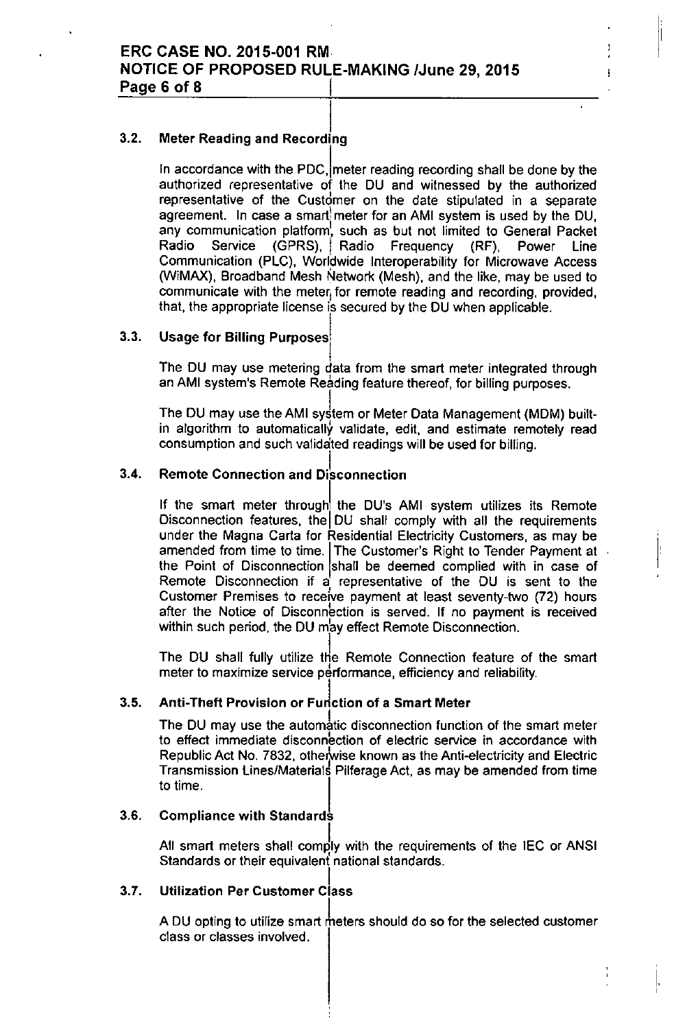### 3.2. Meter Reading and Recording

In accordance with the PDC, meter reading recording shall be done by the authorized representative of the DU and witnessed by the authorized representative of the Customer on the date stipulated in a separate agreement. In case a smart meter for an AMI system is used by the DU, any communication platform, such as but not limited to General Packet Radio Service (GPRS), Radio Frequency (RF), Power Line Communication (PLC), Worldwide Interoperability for Microwave Access (WiMAX), Broadband Mesh Network (Mesh), and the like, may be used to communicate with the meter for remote reading and recording, provided, that, the appropriate license is secured by the DU when applicable.

### 3.3. Usage for Billing Purposes

The DU may use metering data from the smart meter integrated through an AMI system's Remote Reading feature thereof, for billing purposes.

The DU may use the AMI system or Meter Data Management (MDM) built-in algorithm to automatically validate, edit, and estimate remotely read consumption and such validated readings will be used for billing.

### 3.4. Remote Connection and Disconnection

If the smart meter through the DU's AMI system utilizes its Remote Disconnection features, the DU shall comply with all the requirements under the Magna Carta for Residential Electricity Customers, as may be amended from time to time. The Customer's Right to Tender Payment at the Point of Disconnection shall be deemed complied with in case of Remote Disconnection if a representative of the DU is sent to the Customer Premises to receive payment at least seventy-two (72) hours after the Notice of Disconnection is served. If no payment is received within such period, the DU may effect Remote Disconnection.

The DU shall fully utilize the Remote Connection feature of the smart meter to maximize service performance, efficiency and reliability.

### 3.5. Anti-Theft Provision or Function of a Smart Meter

The DU may use the automatic disconnection function of the smart meter to effect immediate disconnection of electric service in accordance with Republic Act No. 7832, otherwise known as the Anti-electricity and Electric Transmission Lines/Materials Pilferage Act, as may be amended from time to time.

### 3.6. Compliance with Standards

All smart meters shall comply with the requirements of the IEC or ANSI Standards or their equivalent national standards.

### 3.7. Utilization Per Customer Class

A DU opting to utilize smart meters should do so for the selected customer class or classes involved.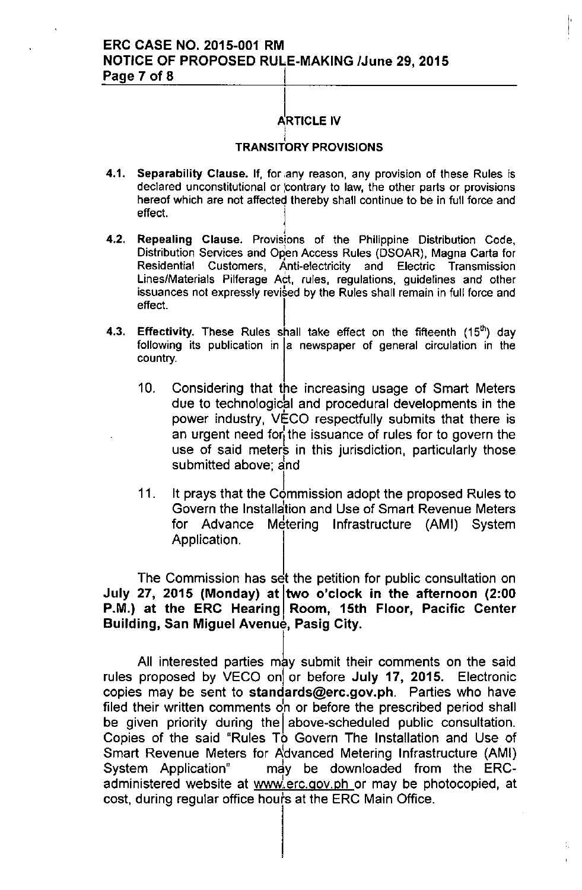## ARTICLE IV

### TRANSITORY PROVISIONS

**4.1. Separability Clause.** If, for any reason, any provision of these Rules is declared unconstitutional or contrary to law, the other parts or provisions hereof which are not affected thereby shall continue to be in full force and effect.

**4.2. Repealing Clause.** Provisions of the Philippine Distribution Code, Distribution Services and Open Access Rules (DSOAR), Magna Carta for Residential Customers, Anti-electricity and Electric Transmission Lines/Materials Pilferage Act, rules, regulations, guidelines and other issuances not expressly revised by the Rules shall remain in full force and effect.

**4.3. Effectivity.** These Rules shall take effect on the fifteenth (15th) day following its publication in a newspaper of general circulation in the country.

10. Considering that the increasing usage of Smart Meters due to technological and procedural developments in the power industry, VECO respectfully submits that there is an urgent need for the issuance of rules for to govern the use of said meters in this jurisdiction, particularly those submitted above; and

11. It prays that the Commission adopt the proposed Rules to Govern the Installation and Use of Smart Revenue Meters for Advance Metering Infrastructure (AMI) System Application.

The Commission has set the petition for public consultation on **July 27, 2015 (Monday) at two o'clock in the afternoon (2:00 P.M.) at the ERC Hearing Room, 15th Floor, Pacific Center Building, San Miguel Avenue, Pasig City.**

All interested parties may submit their comments on the said rules proposed by VECO on or before **July 17, 2015.** Electronic copies may be sent to **standards@erc.gov.ph**. Parties who have filed their written comments on or before the prescribed period shall be given priority during the above-scheduled public consultation. Copies of the said "Rules To Govern The Installation and Use of Smart Revenue Meters for Advanced Metering Infrastructure (AMI) System Application" may be downloaded from the ERC-administered website at www.erc.gov.ph or may be photocopied, at cost, during regular office hours at the ERC Main Office.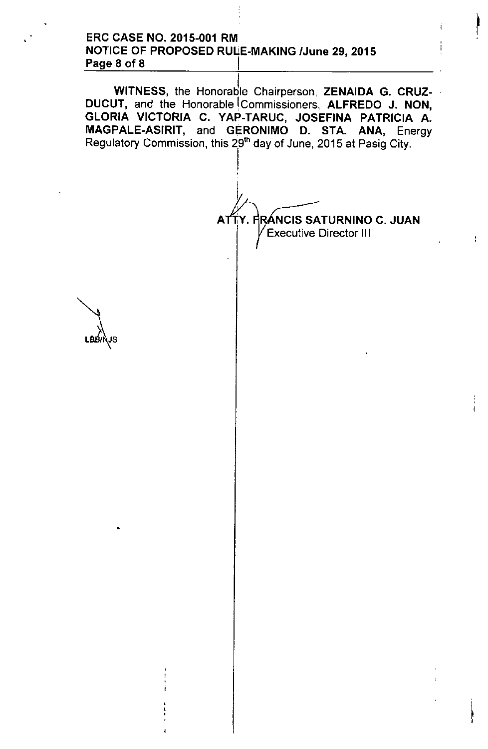**WITNESS,** the Honorable Chairperson, **ZENAIDA G. CRUZ-DUCUT,** and the Honorable Commissioners, **ALFREDO J. NON, GLORIA VICTORIA C. YAP-TARUC, JOSEFINA PATRICIA A. MAGPALE-ASIRIT,** and **GERONIMO D. STA. ANA,** Energy Regulatory Commission, this 29th day of June, 2015 at Pasig City.

**ATTY. FRANCIS SATURNINO C. JUAN**
Executive Director III

LBB/NJS